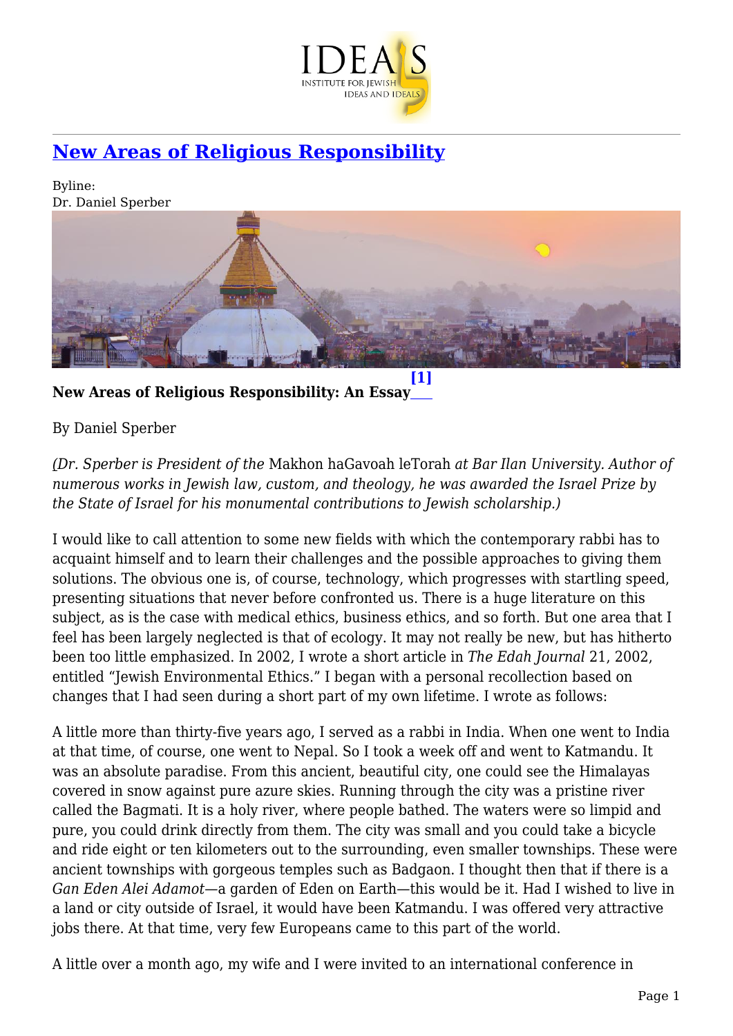# New Areas of Religious Responsibility

Byline:
Dr. Daniel Sperber

**New Areas of Religious Responsibility: An Essay**[1]

By Daniel Sperber

*(Dr. Sperber is President of the* Makhon haGavoah leTorah *at Bar Ilan University. Author of numerous works in Jewish law, custom, and theology, he was awarded the Israel Prize by the State of Israel for his monumental contributions to Jewish scholarship.)*

I would like to call attention to some new fields with which the contemporary rabbi has to acquaint himself and to learn their challenges and the possible approaches to giving them solutions. The obvious one is, of course, technology, which progresses with startling speed, presenting situations that never before confronted us. There is a huge literature on this subject, as is the case with medical ethics, business ethics, and so forth. But one area that I feel has been largely neglected is that of ecology. It may not really be new, but has hitherto been too little emphasized. In 2002, I wrote a short article in *The Edah Journal* 21, 2002, entitled "Jewish Environmental Ethics." I began with a personal recollection based on changes that I had seen during a short part of my own lifetime. I wrote as follows:

A little more than thirty-five years ago, I served as a rabbi in India. When one went to India at that time, of course, one went to Nepal. So I took a week off and went to Katmandu. It was an absolute paradise. From this ancient, beautiful city, one could see the Himalayas covered in snow against pure azure skies. Running through the city was a pristine river called the Bagmati. It is a holy river, where people bathed. The waters were so limpid and pure, you could drink directly from them. The city was small and you could take a bicycle and ride eight or ten kilometers out to the surrounding, even smaller townships. These were ancient townships with gorgeous temples such as Badgaon. I thought then that if there is a *Gan Eden Alei Adamot*—a garden of Eden on Earth—this would be it. Had I wished to live in a land or city outside of Israel, it would have been Katmandu. I was offered very attractive jobs there. At that time, very few Europeans came to this part of the world.

A little over a month ago, my wife and I were invited to an international conference in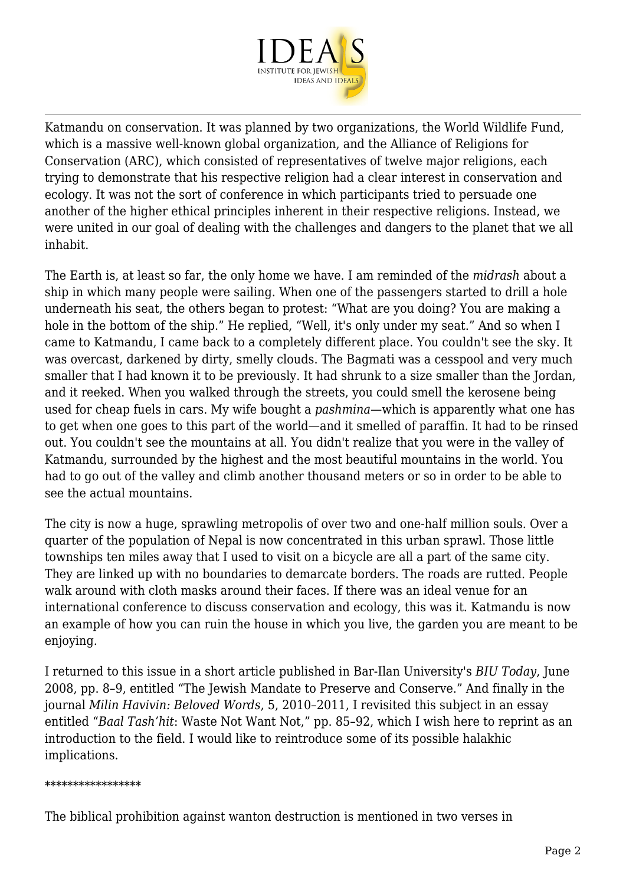Katmandu on conservation. It was planned by two organizations, the World Wildlife Fund, which is a massive well-known global organization, and the Alliance of Religions for Conservation (ARC), which consisted of representatives of twelve major religions, each trying to demonstrate that his respective religion had a clear interest in conservation and ecology. It was not the sort of conference in which participants tried to persuade one another of the higher ethical principles inherent in their respective religions. Instead, we were united in our goal of dealing with the challenges and dangers to the planet that we all inhabit.

The Earth is, at least so far, the only home we have. I am reminded of the *midrash* about a ship in which many people were sailing. When one of the passengers started to drill a hole underneath his seat, the others began to protest: "What are you doing? You are making a hole in the bottom of the ship." He replied, "Well, it's only under my seat." And so when I came to Katmandu, I came back to a completely different place. You couldn't see the sky. It was overcast, darkened by dirty, smelly clouds. The Bagmati was a cesspool and very much smaller that I had known it to be previously. It had shrunk to a size smaller than the Jordan, and it reeked. When you walked through the streets, you could smell the kerosene being used for cheap fuels in cars. My wife bought a *pashmina*—which is apparently what one has to get when one goes to this part of the world—and it smelled of paraffin. It had to be rinsed out. You couldn't see the mountains at all. You didn't realize that you were in the valley of Katmandu, surrounded by the highest and the most beautiful mountains in the world. You had to go out of the valley and climb another thousand meters or so in order to be able to see the actual mountains.

The city is now a huge, sprawling metropolis of over two and one-half million souls. Over a quarter of the population of Nepal is now concentrated in this urban sprawl. Those little townships ten miles away that I used to visit on a bicycle are all a part of the same city. They are linked up with no boundaries to demarcate borders. The roads are rutted. People walk around with cloth masks around their faces. If there was an ideal venue for an international conference to discuss conservation and ecology, this was it. Katmandu is now an example of how you can ruin the house in which you live, the garden you are meant to be enjoying.

I returned to this issue in a short article published in Bar-Ilan University's *BIU Today*, June 2008, pp. 8–9, entitled "The Jewish Mandate to Preserve and Conserve." And finally in the journal *Milin Havivin: Beloved Words*, 5, 2010–2011, I revisited this subject in an essay entitled "*Baal Tash'hit*: Waste Not Want Not," pp. 85–92, which I wish here to reprint as an introduction to the field. I would like to reintroduce some of its possible halakhic implications.

*****************

The biblical prohibition against wanton destruction is mentioned in two verses in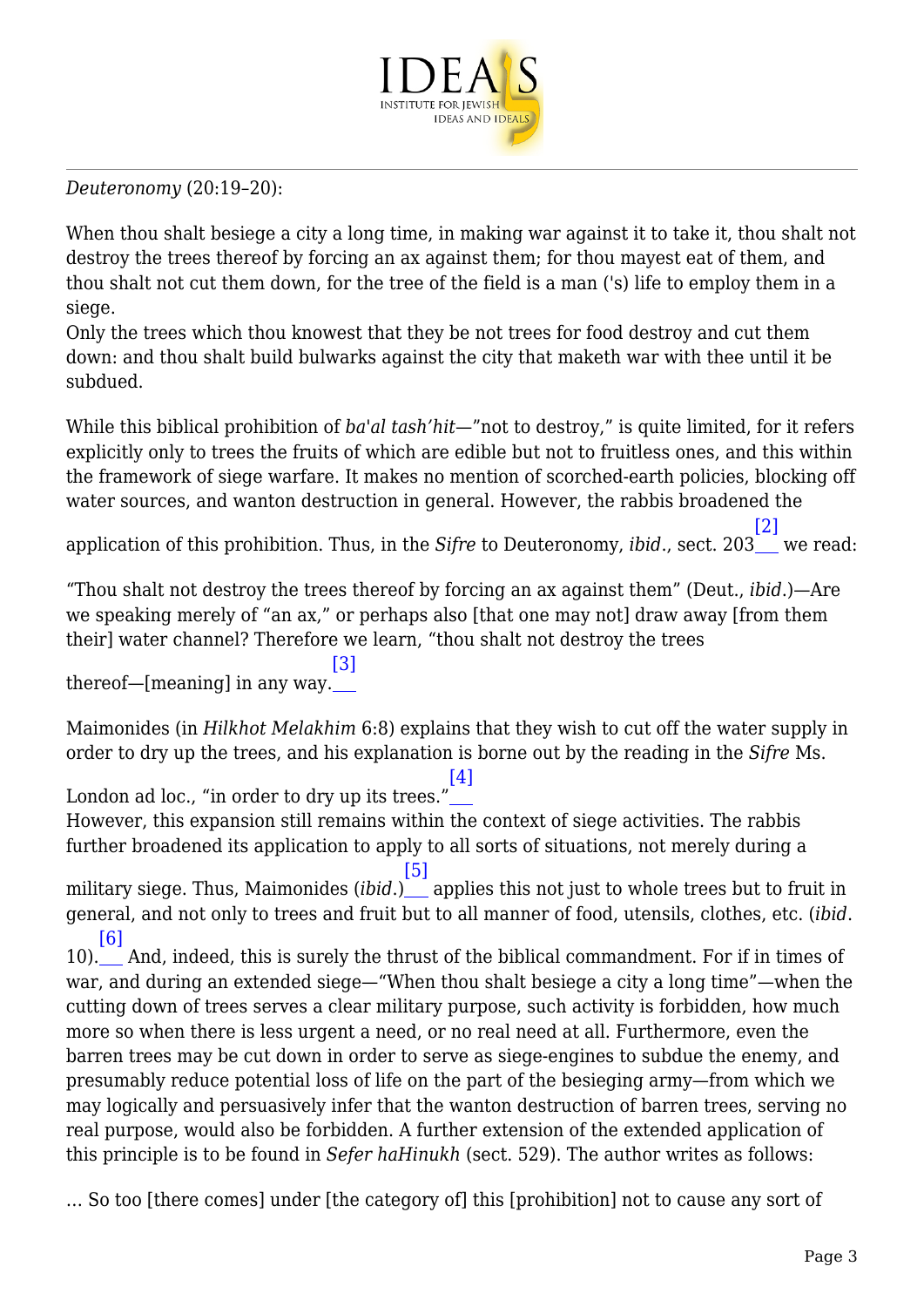*Deuteronomy* (20:19–20):

When thou shalt besiege a city a long time, in making war against it to take it, thou shalt not destroy the trees thereof by forcing an ax against them; for thou mayest eat of them, and thou shalt not cut them down, for the tree of the field is a man ('s) life to employ them in a siege.
Only the trees which thou knowest that they be not trees for food destroy and cut them down: and thou shalt build bulwarks against the city that maketh war with thee until it be subdued.

While this biblical prohibition of *ba'al tash'hit*—"not to destroy," is quite limited, for it refers explicitly only to trees the fruits of which are edible but not to fruitless ones, and this within the framework of siege warfare. It makes no mention of scorched-earth policies, blocking off water sources, and wanton destruction in general. However, the rabbis broadened the application of this prohibition. Thus, in the *Sifre* to Deuteronomy, *ibid*., sect. 203[2] we read:

"Thou shalt not destroy the trees thereof by forcing an ax against them" (Deut., *ibid*.)—Are we speaking merely of "an ax," or perhaps also [that one may not] draw away [from them their] water channel? Therefore we learn, "thou shalt not destroy the trees thereof—[meaning] in any way.[3]

Maimonides (in *Hilkhot Melakhim* 6:8) explains that they wish to cut off the water supply in order to dry up the trees, and his explanation is borne out by the reading in the *Sifre* Ms. London ad loc., "in order to dry up its trees."[4]
However, this expansion still remains within the context of siege activities. The rabbis further broadened its application to apply to all sorts of situations, not merely during a military siege. Thus, Maimonides (*ibid*.)[5] applies this not just to whole trees but to fruit in general, and not only to trees and fruit but to all manner of food, utensils, clothes, etc. (*ibid*. 10).[6] And, indeed, this is surely the thrust of the biblical commandment. For if in times of war, and during an extended siege—"When thou shalt besiege a city a long time"—when the cutting down of trees serves a clear military purpose, such activity is forbidden, how much more so when there is less urgent a need, or no real need at all. Furthermore, even the barren trees may be cut down in order to serve as siege-engines to subdue the enemy, and presumably reduce potential loss of life on the part of the besieging army—from which we may logically and persuasively infer that the wanton destruction of barren trees, serving no real purpose, would also be forbidden. A further extension of the extended application of this principle is to be found in *Sefer haHinukh* (sect. 529). The author writes as follows:

… So too [there comes] under [the category of] this [prohibition] not to cause any sort of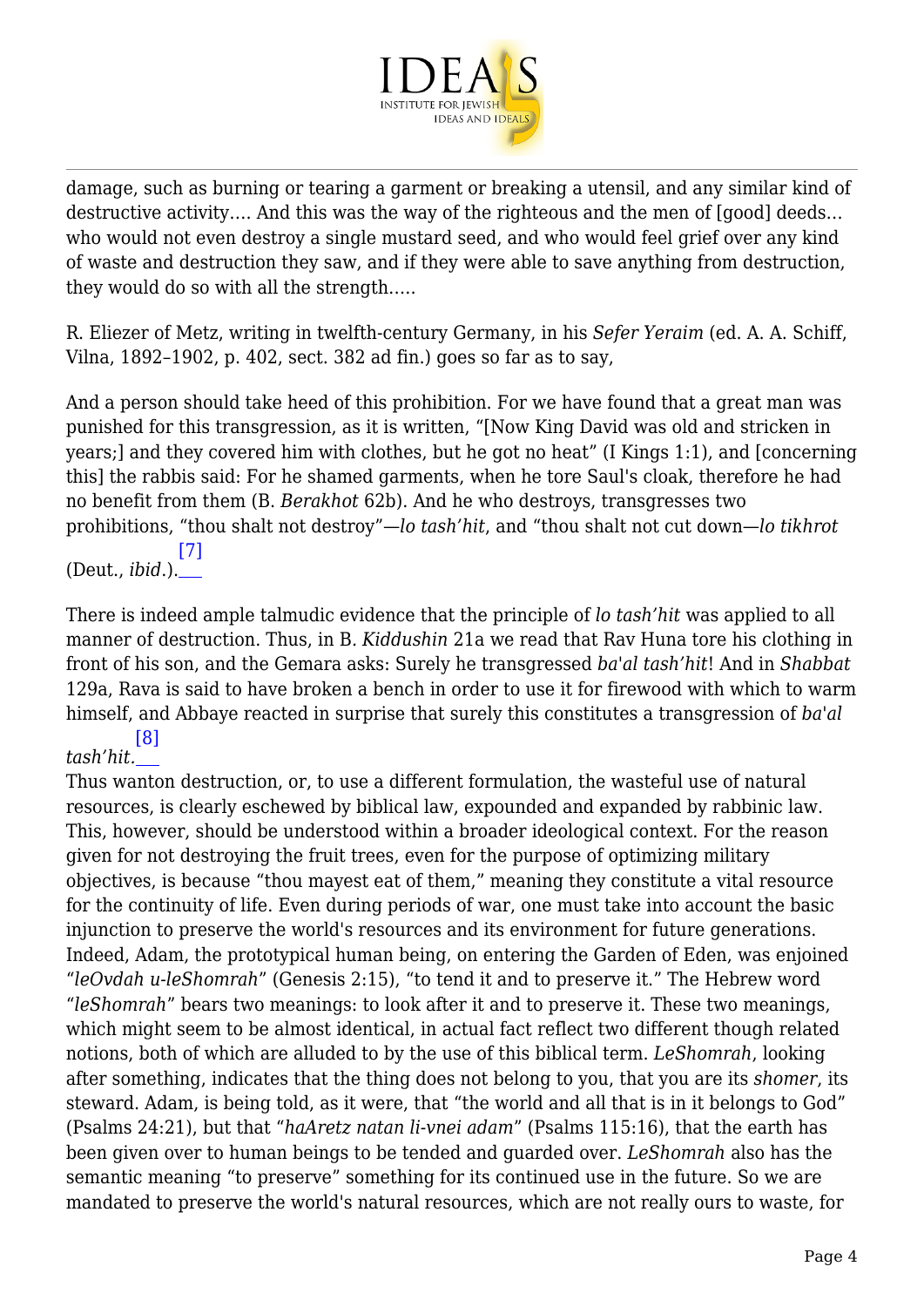damage, such as burning or tearing a garment or breaking a utensil, and any similar kind of destructive activity…. And this was the way of the righteous and the men of [good] deeds… who would not even destroy a single mustard seed, and who would feel grief over any kind of waste and destruction they saw, and if they were able to save anything from destruction, they would do so with all the strength…..

R. Eliezer of Metz, writing in twelfth-century Germany, in his *Sefer Yeraim* (ed. A. A. Schiff, Vilna, 1892–1902, p. 402, sect. 382 ad fin.) goes so far as to say,

And a person should take heed of this prohibition. For we have found that a great man was punished for this transgression, as it is written, "[Now King David was old and stricken in years;] and they covered him with clothes, but he got no heat" (I Kings 1:1), and [concerning this] the rabbis said: For he shamed garments, when he tore Saul's cloak, therefore he had no benefit from them (B. *Berakhot* 62b). And he who destroys, transgresses two prohibitions, "thou shalt not destroy"—*lo tash'hit*, and "thou shalt not cut down—*lo tikhrot* (Deut., *ibid*.).[7]

There is indeed ample talmudic evidence that the principle of *lo tash'hit* was applied to all manner of destruction. Thus, in B. *Kiddushin* 21a we read that Rav Huna tore his clothing in front of his son, and the Gemara asks: Surely he transgressed *ba'al tash'hit*! And in *Shabbat* 129a, Rava is said to have broken a bench in order to use it for firewood with which to warm himself, and Abbaye reacted in surprise that surely this constitutes a transgression of *ba'al tash'hit*.[8]

Thus wanton destruction, or, to use a different formulation, the wasteful use of natural resources, is clearly eschewed by biblical law, expounded and expanded by rabbinic law. This, however, should be understood within a broader ideological context. For the reason given for not destroying the fruit trees, even for the purpose of optimizing military objectives, is because "thou mayest eat of them," meaning they constitute a vital resource for the continuity of life. Even during periods of war, one must take into account the basic injunction to preserve the world's resources and its environment for future generations. Indeed, Adam, the prototypical human being, on entering the Garden of Eden, was enjoined "*leOvdah u-leShomrah*" (Genesis 2:15), "to tend it and to preserve it." The Hebrew word "*leShomrah*" bears two meanings: to look after it and to preserve it. These two meanings, which might seem to be almost identical, in actual fact reflect two different though related notions, both of which are alluded to by the use of this biblical term. *LeShomrah*, looking after something, indicates that the thing does not belong to you, that you are its *shomer*, its steward. Adam, is being told, as it were, that "the world and all that is in it belongs to God" (Psalms 24:21), but that "*haAretz natan li-vnei adam*" (Psalms 115:16), that the earth has been given over to human beings to be tended and guarded over. *LeShomrah* also has the semantic meaning "to preserve" something for its continued use in the future. So we are mandated to preserve the world's natural resources, which are not really ours to waste, for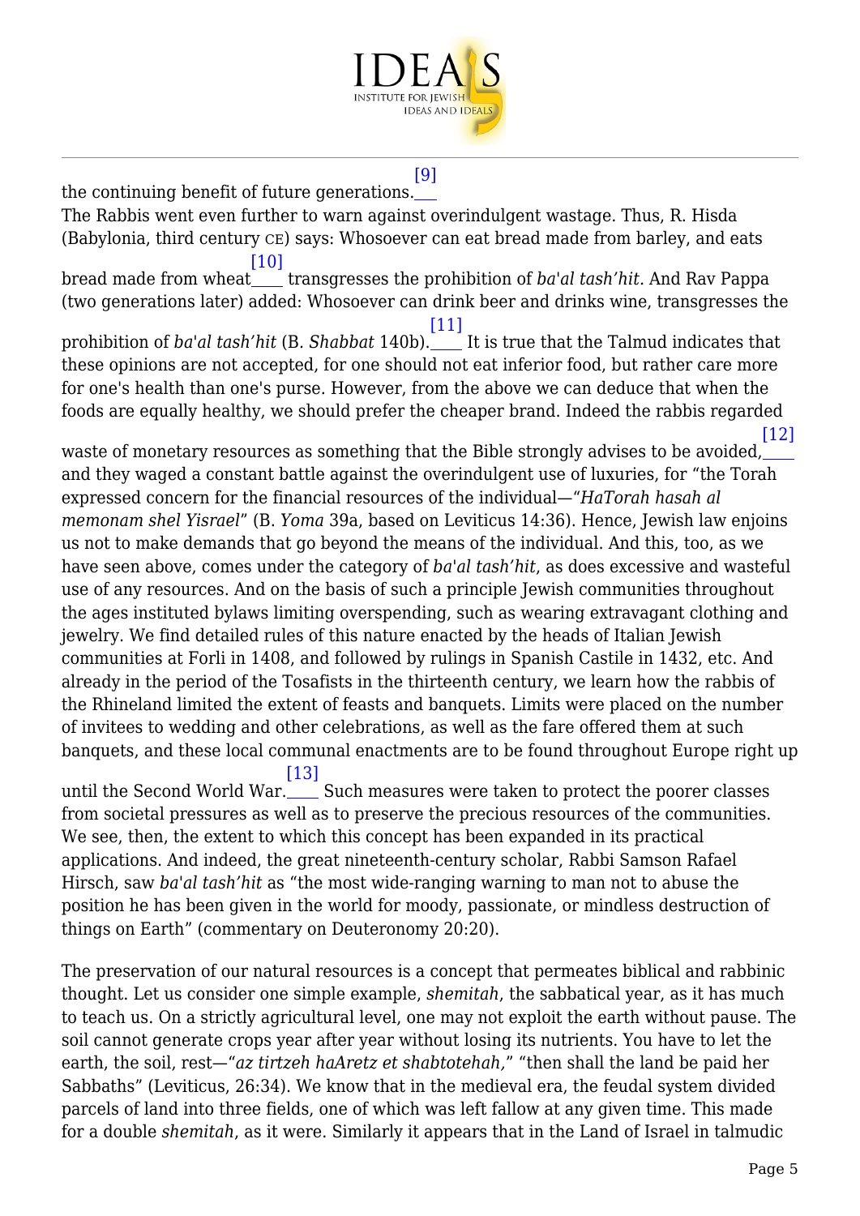the continuing benefit of future generations.[9]

The Rabbis went even further to warn against overindulgent wastage. Thus, R. Hisda (Babylonia, third century CE) says: Whosoever can eat bread made from barley, and eats bread made from wheat[10] transgresses the prohibition of *ba'al tash'hit*. And Rav Pappa (two generations later) added: Whosoever can drink beer and drinks wine, transgresses the prohibition of *ba'al tash'hit* (B*. Shabbat* 140b).[11] It is true that the Talmud indicates that these opinions are not accepted, for one should not eat inferior food, but rather care more for one's health than one's purse. However, from the above we can deduce that when the foods are equally healthy, we should prefer the cheaper brand. Indeed the rabbis regarded waste of monetary resources as something that the Bible strongly advises to be avoided,[12] and they waged a constant battle against the overindulgent use of luxuries, for "the Torah expressed concern for the financial resources of the individual—"*HaTorah hasah al memonam shel Yisrael*" (B. *Yoma* 39a, based on Leviticus 14:36). Hence, Jewish law enjoins us not to make demands that go beyond the means of the individual. And this, too, as we have seen above, comes under the category of *ba'al tash'hit*, as does excessive and wasteful use of any resources. And on the basis of such a principle Jewish communities throughout the ages instituted bylaws limiting overspending, such as wearing extravagant clothing and jewelry. We find detailed rules of this nature enacted by the heads of Italian Jewish communities at Forli in 1408, and followed by rulings in Spanish Castile in 1432, etc. And already in the period of the Tosafists in the thirteenth century, we learn how the rabbis of the Rhineland limited the extent of feasts and banquets. Limits were placed on the number of invitees to wedding and other celebrations, as well as the fare offered them at such banquets, and these local communal enactments are to be found throughout Europe right up until the Second World War.[13] Such measures were taken to protect the poorer classes from societal pressures as well as to preserve the precious resources of the communities. We see, then, the extent to which this concept has been expanded in its practical applications. And indeed, the great nineteenth-century scholar, Rabbi Samson Rafael Hirsch, saw *ba'al tash'hit* as "the most wide-ranging warning to man not to abuse the position he has been given in the world for moody, passionate, or mindless destruction of things on Earth" (commentary on Deuteronomy 20:20).

The preservation of our natural resources is a concept that permeates biblical and rabbinic thought. Let us consider one simple example, *shemitah*, the sabbatical year, as it has much to teach us. On a strictly agricultural level, one may not exploit the earth without pause. The soil cannot generate crops year after year without losing its nutrients. You have to let the earth, the soil, rest—"*az tirtzeh haAretz et shabtotehah,*" "then shall the land be paid her Sabbaths" (Leviticus, 26:34). We know that in the medieval era, the feudal system divided parcels of land into three fields, one of which was left fallow at any given time. This made for a double *shemitah*, as it were. Similarly it appears that in the Land of Israel in talmudic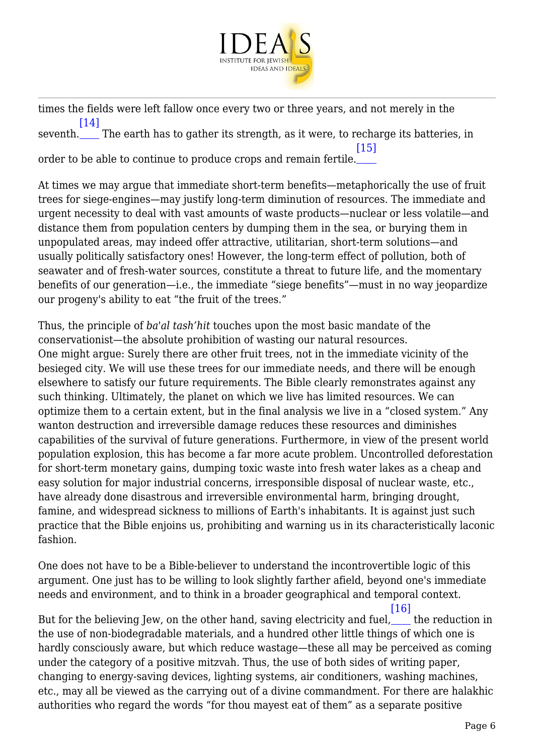times the fields were left fallow once every two or three years, and not merely in the seventh.[14] The earth has to gather its strength, as it were, to recharge its batteries, in order to be able to continue to produce crops and remain fertile.[15]

At times we may argue that immediate short-term benefits—metaphorically the use of fruit trees for siege-engines—may justify long-term diminution of resources. The immediate and urgent necessity to deal with vast amounts of waste products—nuclear or less volatile—and distance them from population centers by dumping them in the sea, or burying them in unpopulated areas, may indeed offer attractive, utilitarian, short-term solutions—and usually politically satisfactory ones! However, the long-term effect of pollution, both of seawater and of fresh-water sources, constitute a threat to future life, and the momentary benefits of our generation—i.e., the immediate "siege benefits"—must in no way jeopardize our progeny's ability to eat "the fruit of the trees."

Thus, the principle of *ba'al tash'hit* touches upon the most basic mandate of the conservationist—the absolute prohibition of wasting our natural resources.
One might argue: Surely there are other fruit trees, not in the immediate vicinity of the besieged city. We will use these trees for our immediate needs, and there will be enough elsewhere to satisfy our future requirements. The Bible clearly remonstrates against any such thinking. Ultimately, the planet on which we live has limited resources. We can optimize them to a certain extent, but in the final analysis we live in a "closed system." Any wanton destruction and irreversible damage reduces these resources and diminishes capabilities of the survival of future generations. Furthermore, in view of the present world population explosion, this has become a far more acute problem. Uncontrolled deforestation for short-term monetary gains, dumping toxic waste into fresh water lakes as a cheap and easy solution for major industrial concerns, irresponsible disposal of nuclear waste, etc., have already done disastrous and irreversible environmental harm, bringing drought, famine, and widespread sickness to millions of Earth's inhabitants. It is against just such practice that the Bible enjoins us, prohibiting and warning us in its characteristically laconic fashion.

One does not have to be a Bible-believer to understand the incontrovertible logic of this argument. One just has to be willing to look slightly farther afield, beyond one's immediate needs and environment, and to think in a broader geographical and temporal context.

But for the believing Jew, on the other hand, saving electricity and fuel,[16] the reduction in the use of non-biodegradable materials, and a hundred other little things of which one is hardly consciously aware, but which reduce wastage—these all may be perceived as coming under the category of a positive mitzvah. Thus, the use of both sides of writing paper, changing to energy-saving devices, lighting systems, air conditioners, washing machines, etc., may all be viewed as the carrying out of a divine commandment. For there are halakhic authorities who regard the words "for thou mayest eat of them" as a separate positive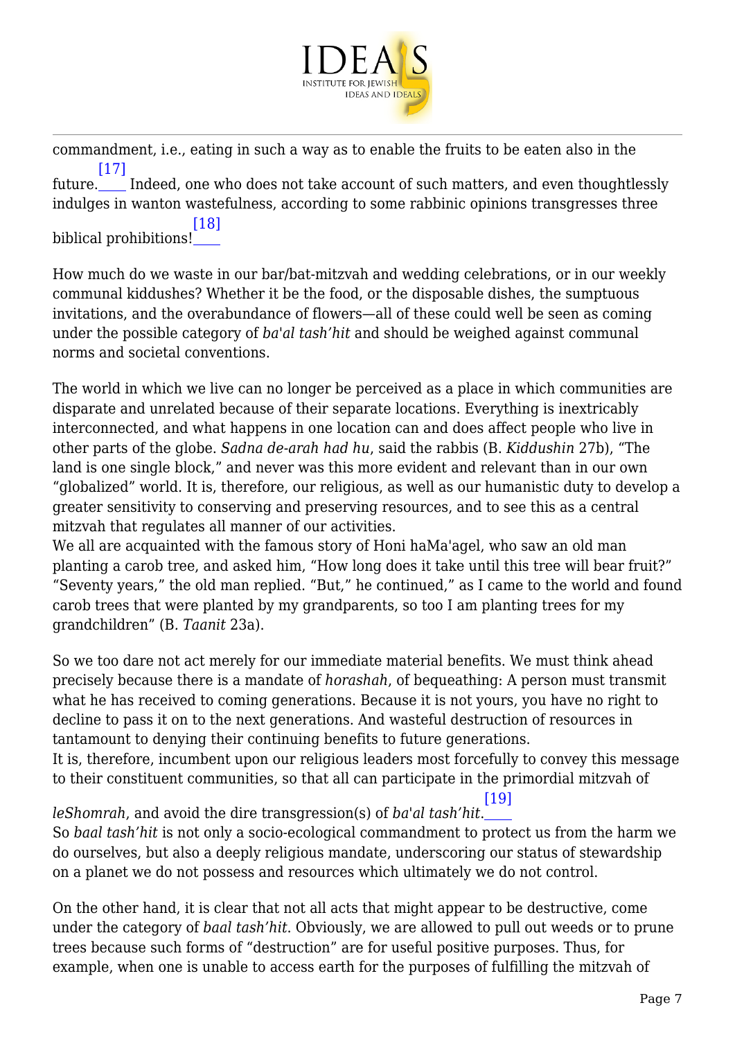commandment, i.e., eating in such a way as to enable the fruits to be eaten also in the future.[17] Indeed, one who does not take account of such matters, and even thoughtlessly indulges in wanton wastefulness, according to some rabbinic opinions transgresses three biblical prohibitions![18]

How much do we waste in our bar/bat-mitzvah and wedding celebrations, or in our weekly communal kiddushes? Whether it be the food, or the disposable dishes, the sumptuous invitations, and the overabundance of flowers—all of these could well be seen as coming under the possible category of *ba'al tash'hit* and should be weighed against communal norms and societal conventions.

The world in which we live can no longer be perceived as a place in which communities are disparate and unrelated because of their separate locations. Everything is inextricably interconnected, and what happens in one location can and does affect people who live in other parts of the globe. *Sadna de-arah had hu*, said the rabbis (B. *Kiddushin* 27b), "The land is one single block," and never was this more evident and relevant than in our own "globalized" world. It is, therefore, our religious, as well as our humanistic duty to develop a greater sensitivity to conserving and preserving resources, and to see this as a central mitzvah that regulates all manner of our activities.

We all are acquainted with the famous story of Honi haMa'agel, who saw an old man planting a carob tree, and asked him, "How long does it take until this tree will bear fruit?" "Seventy years," the old man replied. "But," he continued," as I came to the world and found carob trees that were planted by my grandparents, so too I am planting trees for my grandchildren" (B. *Taanit* 23a).

So we too dare not act merely for our immediate material benefits. We must think ahead precisely because there is a mandate of *horashah*, of bequeathing: A person must transmit what he has received to coming generations. Because it is not yours, you have no right to decline to pass it on to the next generations. And wasteful destruction of resources in tantamount to denying their continuing benefits to future generations.

It is, therefore, incumbent upon our religious leaders most forcefully to convey this message to their constituent communities, so that all can participate in the primordial mitzvah of *leShomrah*, and avoid the dire transgression(s) of *ba'al tash'hit*.[19]

So *baal tash'hit* is not only a socio-ecological commandment to protect us from the harm we do ourselves, but also a deeply religious mandate, underscoring our status of stewardship on a planet we do not possess and resources which ultimately we do not control.

On the other hand, it is clear that not all acts that might appear to be destructive, come under the category of *baal tash'hit*. Obviously, we are allowed to pull out weeds or to prune trees because such forms of "destruction" are for useful positive purposes. Thus, for example, when one is unable to access earth for the purposes of fulfilling the mitzvah of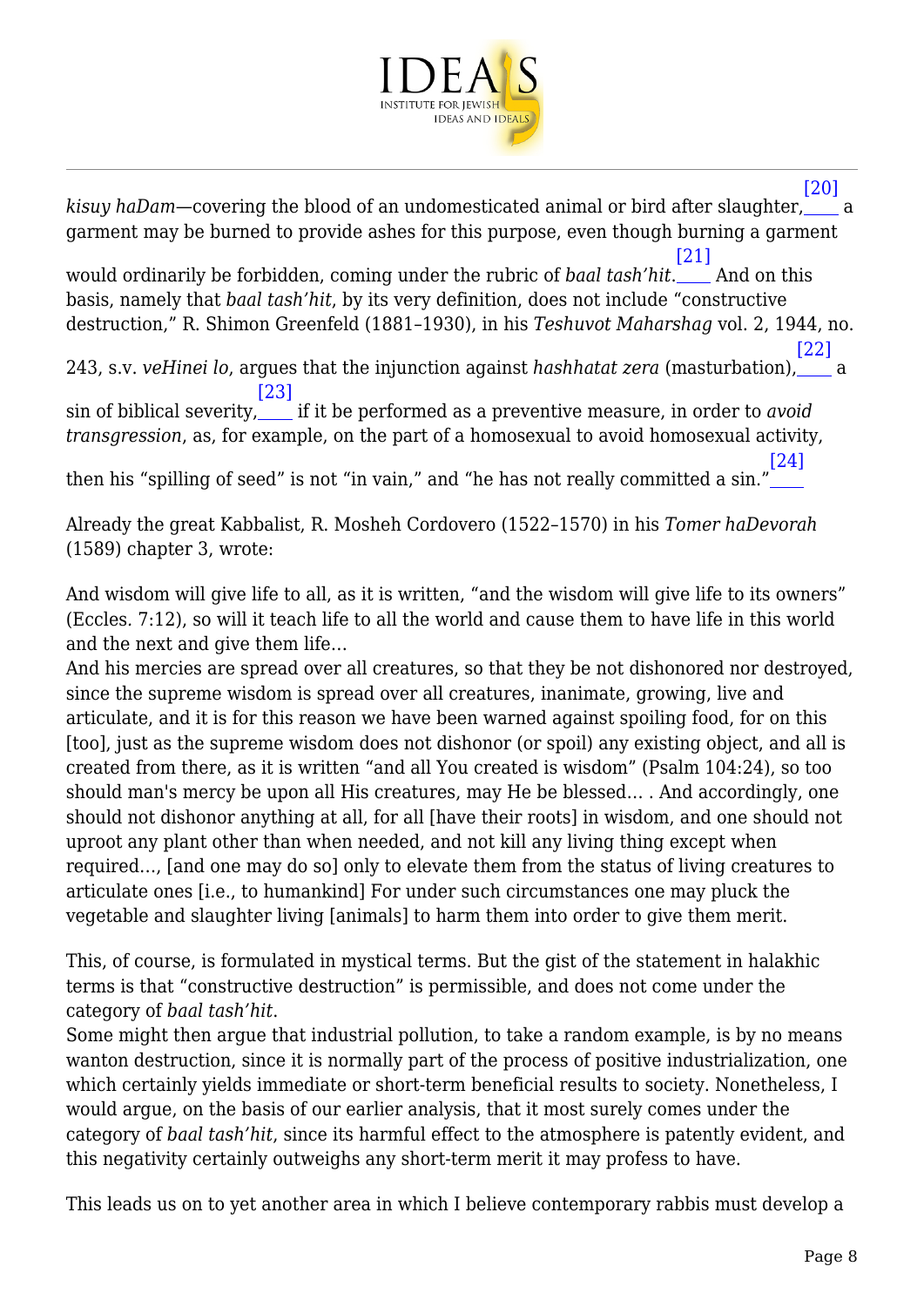*kisuy haDam*—covering the blood of an undomesticated animal or bird after slaughter,[20] a garment may be burned to provide ashes for this purpose, even though burning a garment would ordinarily be forbidden, coming under the rubric of *baal tash'hit*.[21] And on this basis, namely that *baal tash'hit*, by its very definition, does not include "constructive destruction," R. Shimon Greenfeld (1881–1930), in his *Teshuvot Maharshag* vol. 2, 1944, no. 243, s.v. *veHinei lo*, argues that the injunction against *hashhatat zera* (masturbation),[22] a sin of biblical severity,[23] if it be performed as a preventive measure, in order to *avoid transgression*, as, for example, on the part of a homosexual to avoid homosexual activity, then his "spilling of seed" is not "in vain," and "he has not really committed a sin."[24]

Already the great Kabbalist, R. Mosheh Cordovero (1522–1570) in his *Tomer haDevorah* (1589) chapter 3, wrote:

And wisdom will give life to all, as it is written, "and the wisdom will give life to its owners" (Eccles. 7:12), so will it teach life to all the world and cause them to have life in this world and the next and give them life…
And his mercies are spread over all creatures, so that they be not dishonored nor destroyed, since the supreme wisdom is spread over all creatures, inanimate, growing, live and articulate, and it is for this reason we have been warned against spoiling food, for on this [too], just as the supreme wisdom does not dishonor (or spoil) any existing object, and all is created from there, as it is written "and all You created is wisdom" (Psalm 104:24), so too should man's mercy be upon all His creatures, may He be blessed… . And accordingly, one should not dishonor anything at all, for all [have their roots] in wisdom, and one should not uproot any plant other than when needed, and not kill any living thing except when required…, [and one may do so] only to elevate them from the status of living creatures to articulate ones [i.e., to humankind] For under such circumstances one may pluck the vegetable and slaughter living [animals] to harm them into order to give them merit.

This, of course, is formulated in mystical terms. But the gist of the statement in halakhic terms is that "constructive destruction" is permissible, and does not come under the category of *baal tash'hit*.
Some might then argue that industrial pollution, to take a random example, is by no means wanton destruction, since it is normally part of the process of positive industrialization, one which certainly yields immediate or short-term beneficial results to society. Nonetheless, I would argue, on the basis of our earlier analysis, that it most surely comes under the category of *baal tash'hit*, since its harmful effect to the atmosphere is patently evident, and this negativity certainly outweighs any short-term merit it may profess to have.

This leads us on to yet another area in which I believe contemporary rabbis must develop a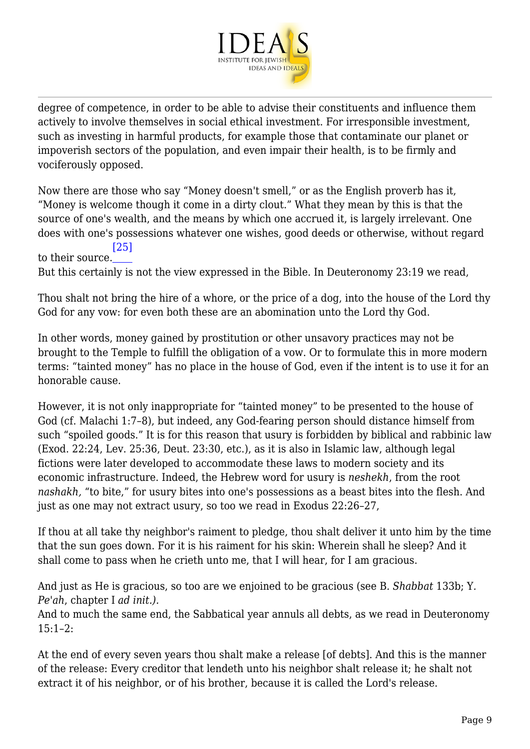degree of competence, in order to be able to advise their constituents and influence them actively to involve themselves in social ethical investment. For irresponsible investment, such as investing in harmful products, for example those that contaminate our planet or impoverish sectors of the population, and even impair their health, is to be firmly and vociferously opposed.

Now there are those who say "Money doesn't smell," or as the English proverb has it, "Money is welcome though it come in a dirty clout." What they mean by this is that the source of one's wealth, and the means by which one accrued it, is largely irrelevant. One does with one's possessions whatever one wishes, good deeds or otherwise, without regard to their source.[25]

But this certainly is not the view expressed in the Bible. In Deuteronomy 23:19 we read,

Thou shalt not bring the hire of a whore, or the price of a dog, into the house of the Lord thy God for any vow: for even both these are an abomination unto the Lord thy God.

In other words, money gained by prostitution or other unsavory practices may not be brought to the Temple to fulfill the obligation of a vow. Or to formulate this in more modern terms: "tainted money" has no place in the house of God, even if the intent is to use it for an honorable cause.

However, it is not only inappropriate for "tainted money" to be presented to the house of God (cf. Malachi 1:7–8), but indeed, any God-fearing person should distance himself from such "spoiled goods." It is for this reason that usury is forbidden by biblical and rabbinic law (Exod. 22:24, Lev. 25:36, Deut. 23:30, etc.), as it is also in Islamic law, although legal fictions were later developed to accommodate these laws to modern society and its economic infrastructure. Indeed, the Hebrew word for usury is *neshekh*, from the root *nashakh,* "to bite," for usury bites into one's possessions as a beast bites into the flesh. And just as one may not extract usury, so too we read in Exodus 22:26–27,

If thou at all take thy neighbor's raiment to pledge, thou shalt deliver it unto him by the time that the sun goes down. For it is his raiment for his skin: Wherein shall he sleep? And it shall come to pass when he crieth unto me, that I will hear, for I am gracious.

And just as He is gracious, so too are we enjoined to be gracious (see B. *Shabbat* 133b; Y. *Pe'ah*, chapter I *ad init.).*

And to much the same end, the Sabbatical year annuls all debts, as we read in Deuteronomy 15:1–2:

At the end of every seven years thou shalt make a release [of debts]. And this is the manner of the release: Every creditor that lendeth unto his neighbor shalt release it; he shalt not extract it of his neighbor, or of his brother, because it is called the Lord's release.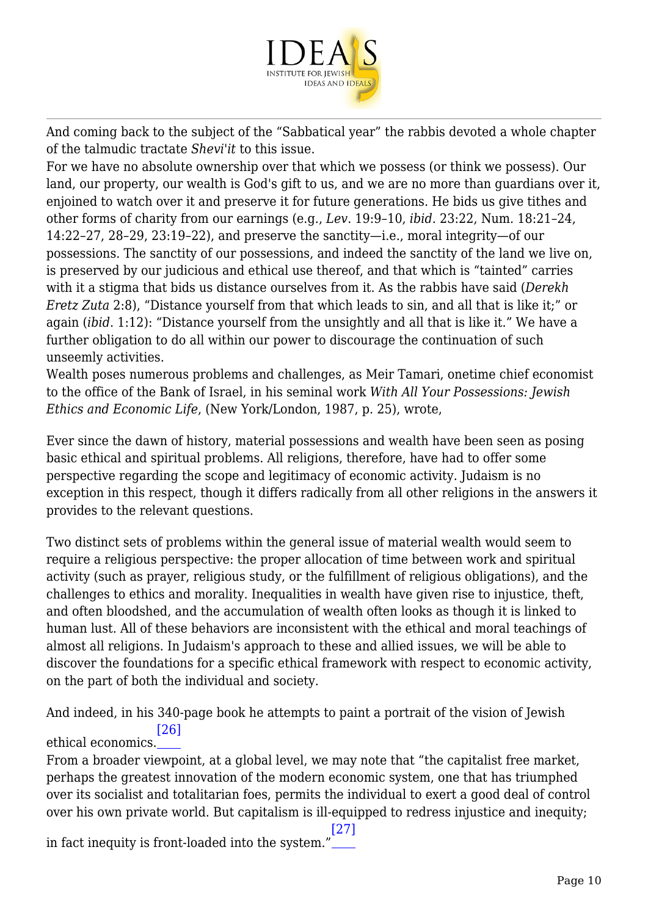And coming back to the subject of the "Sabbatical year" the rabbis devoted a whole chapter of the talmudic tractate *Shevi'it* to this issue.

For we have no absolute ownership over that which we possess (or think we possess). Our land, our property, our wealth is God's gift to us, and we are no more than guardians over it, enjoined to watch over it and preserve it for future generations. He bids us give tithes and other forms of charity from our earnings (e.g., *Lev*. 19:9–10, *ibid*. 23:22, Num. 18:21–24, 14:22–27, 28–29, 23:19–22), and preserve the sanctity—i.e., moral integrity—of our possessions. The sanctity of our possessions, and indeed the sanctity of the land we live on, is preserved by our judicious and ethical use thereof, and that which is "tainted" carries with it a stigma that bids us distance ourselves from it. As the rabbis have said (*Derekh Eretz Zuta* 2:8), "Distance yourself from that which leads to sin, and all that is like it;" or again (*ibid*. 1:12): "Distance yourself from the unsightly and all that is like it." We have a further obligation to do all within our power to discourage the continuation of such unseemly activities.

Wealth poses numerous problems and challenges, as Meir Tamari, onetime chief economist to the office of the Bank of Israel, in his seminal work *With All Your Possessions: Jewish Ethics and Economic Life*, (New York/London, 1987, p. 25), wrote,

> Ever since the dawn of history, material possessions and wealth have been seen as posing basic ethical and spiritual problems. All religions, therefore, have had to offer some perspective regarding the scope and legitimacy of economic activity. Judaism is no exception in this respect, though it differs radically from all other religions in the answers it provides to the relevant questions.
>
> Two distinct sets of problems within the general issue of material wealth would seem to require a religious perspective: the proper allocation of time between work and spiritual activity (such as prayer, religious study, or the fulfillment of religious obligations), and the challenges to ethics and morality. Inequalities in wealth have given rise to injustice, theft, and often bloodshed, and the accumulation of wealth often looks as though it is linked to human lust. All of these behaviors are inconsistent with the ethical and moral teachings of almost all religions. In Judaism's approach to these and allied issues, we will be able to discover the foundations for a specific ethical framework with respect to economic activity, on the part of both the individual and society.

And indeed, in his 340-page book he attempts to paint a portrait of the vision of Jewish ethical economics.[26]

From a broader viewpoint, at a global level, we may note that "the capitalist free market, perhaps the greatest innovation of the modern economic system, one that has triumphed over its socialist and totalitarian foes, permits the individual to exert a good deal of control over his own private world. But capitalism is ill-equipped to redress injustice and inequity; in fact inequity is front-loaded into the system."[27]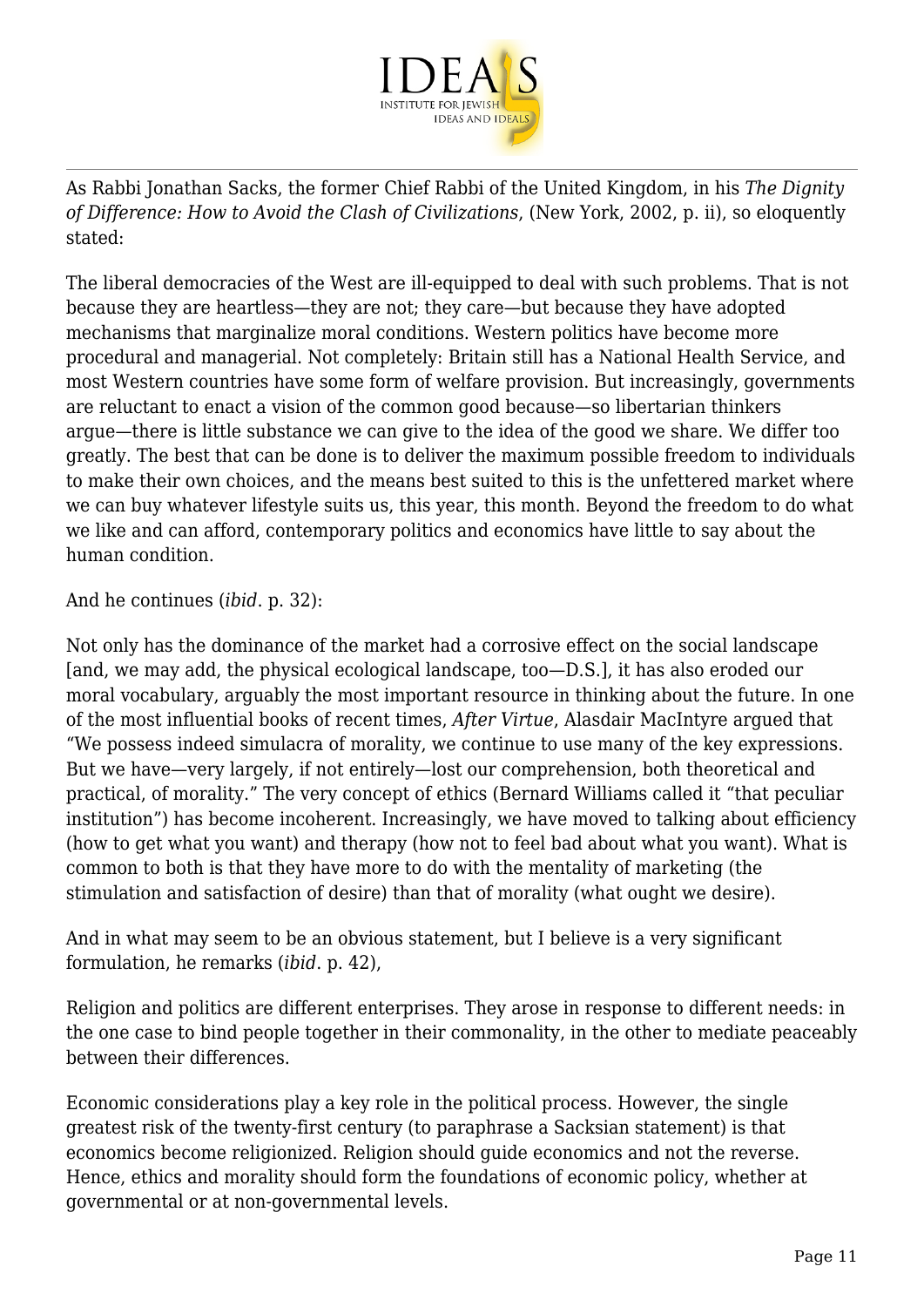As Rabbi Jonathan Sacks, the former Chief Rabbi of the United Kingdom, in his *The Dignity of Difference: How to Avoid the Clash of Civilizations*, (New York, 2002, p. ii), so eloquently stated:

The liberal democracies of the West are ill-equipped to deal with such problems. That is not because they are heartless—they are not; they care—but because they have adopted mechanisms that marginalize moral conditions. Western politics have become more procedural and managerial. Not completely: Britain still has a National Health Service, and most Western countries have some form of welfare provision. But increasingly, governments are reluctant to enact a vision of the common good because—so libertarian thinkers argue—there is little substance we can give to the idea of the good we share. We differ too greatly. The best that can be done is to deliver the maximum possible freedom to individuals to make their own choices, and the means best suited to this is the unfettered market where we can buy whatever lifestyle suits us, this year, this month. Beyond the freedom to do what we like and can afford, contemporary politics and economics have little to say about the human condition.

And he continues (*ibid*. p. 32):

Not only has the dominance of the market had a corrosive effect on the social landscape [and, we may add, the physical ecological landscape, too—D.S.], it has also eroded our moral vocabulary, arguably the most important resource in thinking about the future. In one of the most influential books of recent times, *After Virtue*, Alasdair MacIntyre argued that "We possess indeed simulacra of morality, we continue to use many of the key expressions. But we have—very largely, if not entirely—lost our comprehension, both theoretical and practical, of morality." The very concept of ethics (Bernard Williams called it "that peculiar institution") has become incoherent. Increasingly, we have moved to talking about efficiency (how to get what you want) and therapy (how not to feel bad about what you want). What is common to both is that they have more to do with the mentality of marketing (the stimulation and satisfaction of desire) than that of morality (what ought we desire).

And in what may seem to be an obvious statement, but I believe is a very significant formulation, he remarks (*ibid*. p. 42),

Religion and politics are different enterprises. They arose in response to different needs: in the one case to bind people together in their commonality, in the other to mediate peaceably between their differences.

Economic considerations play a key role in the political process. However, the single greatest risk of the twenty-first century (to paraphrase a Sacksian statement) is that economics become religionized. Religion should guide economics and not the reverse. Hence, ethics and morality should form the foundations of economic policy, whether at governmental or at non-governmental levels.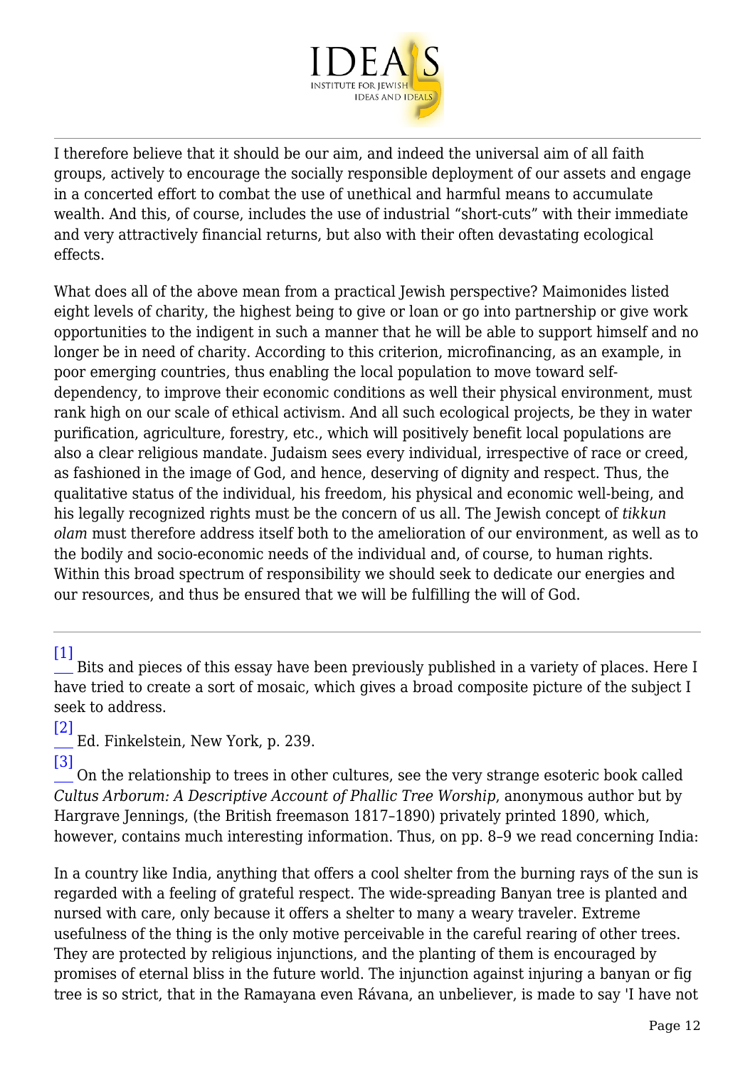I therefore believe that it should be our aim, and indeed the universal aim of all faith groups, actively to encourage the socially responsible deployment of our assets and engage in a concerted effort to combat the use of unethical and harmful means to accumulate wealth. And this, of course, includes the use of industrial "short-cuts" with their immediate and very attractively financial returns, but also with their often devastating ecological effects.

What does all of the above mean from a practical Jewish perspective? Maimonides listed eight levels of charity, the highest being to give or loan or go into partnership or give work opportunities to the indigent in such a manner that he will be able to support himself and no longer be in need of charity. According to this criterion, microfinancing, as an example, in poor emerging countries, thus enabling the local population to move toward self-dependency, to improve their economic conditions as well their physical environment, must rank high on our scale of ethical activism. And all such ecological projects, be they in water purification, agriculture, forestry, etc., which will positively benefit local populations are also a clear religious mandate. Judaism sees every individual, irrespective of race or creed, as fashioned in the image of God, and hence, deserving of dignity and respect. Thus, the qualitative status of the individual, his freedom, his physical and economic well-being, and his legally recognized rights must be the concern of us all. The Jewish concept of *tikkun olam* must therefore address itself both to the amelioration of our environment, as well as to the bodily and socio-economic needs of the individual and, of course, to human rights. Within this broad spectrum of responsibility we should seek to dedicate our energies and our resources, and thus be ensured that we will be fulfilling the will of God.

---

[1] Bits and pieces of this essay have been previously published in a variety of places. Here I have tried to create a sort of mosaic, which gives a broad composite picture of the subject I seek to address.

[2] Ed. Finkelstein, New York, p. 239.

[3] On the relationship to trees in other cultures, see the very strange esoteric book called *Cultus Arborum: A Descriptive Account of Phallic Tree Worship*, anonymous author but by Hargrave Jennings, (the British freemason 1817–1890) privately printed 1890, which, however, contains much interesting information. Thus, on pp. 8–9 we read concerning India:

In a country like India, anything that offers a cool shelter from the burning rays of the sun is regarded with a feeling of grateful respect. The wide-spreading Banyan tree is planted and nursed with care, only because it offers a shelter to many a weary traveler. Extreme usefulness of the thing is the only motive perceivable in the careful rearing of other trees. They are protected by religious injunctions, and the planting of them is encouraged by promises of eternal bliss in the future world. The injunction against injuring a banyan or fig tree is so strict, that in the Ramayana even Rávana, an unbeliever, is made to say 'I have not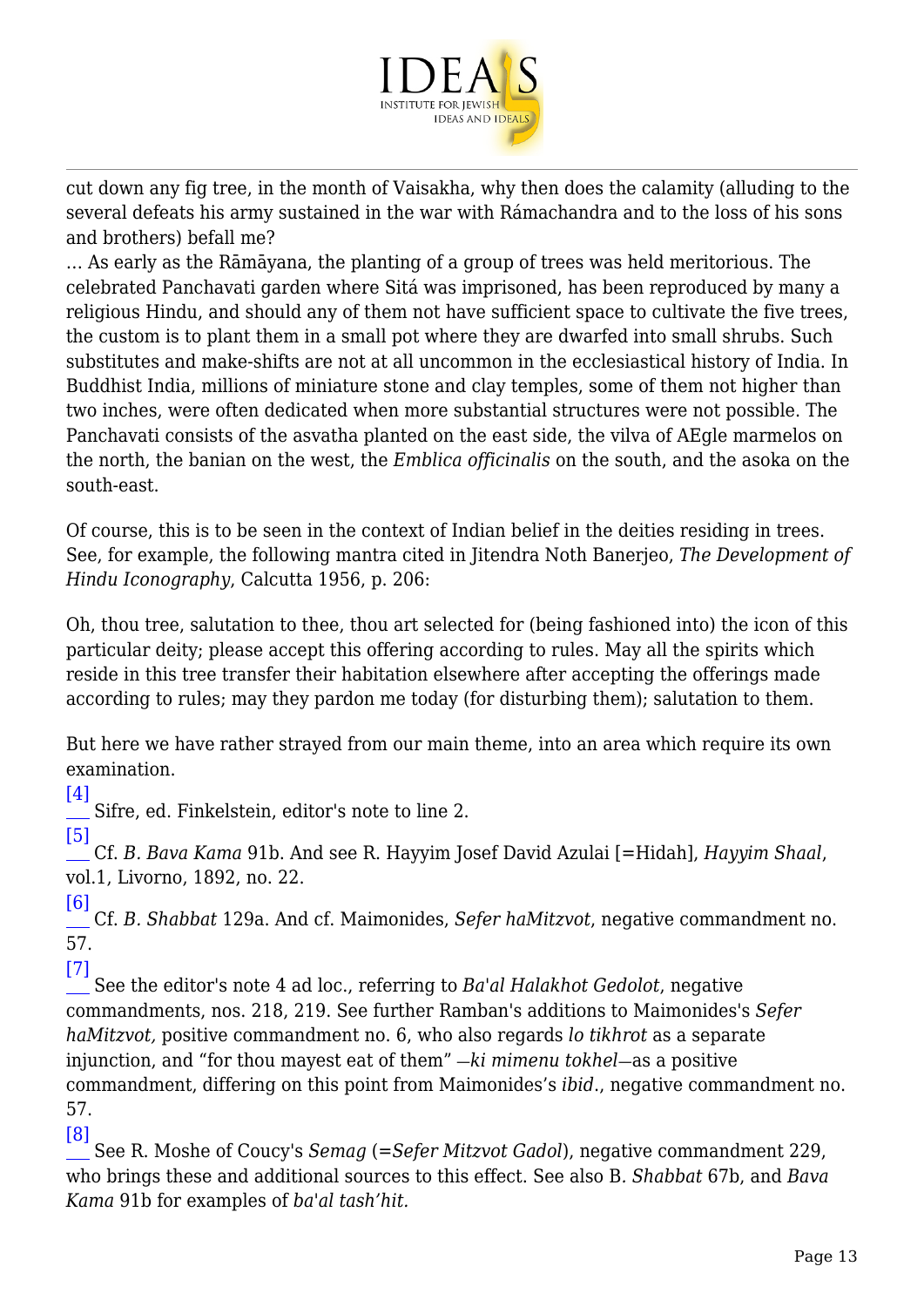cut down any fig tree, in the month of Vaisakha, why then does the calamity (alluding to the several defeats his army sustained in the war with Rámachandra and to the loss of his sons and brothers) befall me?

… As early as the Rāmāyana, the planting of a group of trees was held meritorious. The celebrated Panchavati garden where Sitá was imprisoned, has been reproduced by many a religious Hindu, and should any of them not have sufficient space to cultivate the five trees, the custom is to plant them in a small pot where they are dwarfed into small shrubs. Such substitutes and make-shifts are not at all uncommon in the ecclesiastical history of India. In Buddhist India, millions of miniature stone and clay temples, some of them not higher than two inches, were often dedicated when more substantial structures were not possible. The Panchavati consists of the asvatha planted on the east side, the vilva of AEgle marmelos on the north, the banian on the west, the *Emblica officinalis* on the south, and the asoka on the south-east.

Of course, this is to be seen in the context of Indian belief in the deities residing in trees. See, for example, the following mantra cited in Jitendra Noth Banerjeo, *The Development of Hindu Iconography*, Calcutta 1956, p. 206:

Oh, thou tree, salutation to thee, thou art selected for (being fashioned into) the icon of this particular deity; please accept this offering according to rules. May all the spirits which reside in this tree transfer their habitation elsewhere after accepting the offerings made according to rules; may they pardon me today (for disturbing them); salutation to them.

But here we have rather strayed from our main theme, into an area which require its own examination.

[4] Sifre, ed. Finkelstein, editor's note to line 2.

[5] Cf. *B. Bava Kama* 91b. And see R. Hayyim Josef David Azulai [=Hidah], *Hayyim Shaal*, vol.1, Livorno, 1892, no. 22.

[6] Cf. *B. Shabbat* 129a. And cf. Maimonides, *Sefer haMitzvot*, negative commandment no. 57.

[7] See the editor's note 4 ad loc., referring to *Ba'al Halakhot Gedolot*, negative commandments, nos. 218, 219. See further Ramban's additions to Maimonides's *Sefer haMitzvot,* positive commandment no. 6, who also regards *lo tikhrot* as a separate injunction, and "for thou mayest eat of them" —*ki mimenu tokhel*—as a positive commandment, differing on this point from Maimonides's *ibid*., negative commandment no. 57.

[8] See R. Moshe of Coucy's *Semag* (=*Sefer Mitzvot Gadol*), negative commandment 229, who brings these and additional sources to this effect. See also B. *Shabbat* 67b, and *Bava Kama* 91b for examples of *ba'al tash'hit.*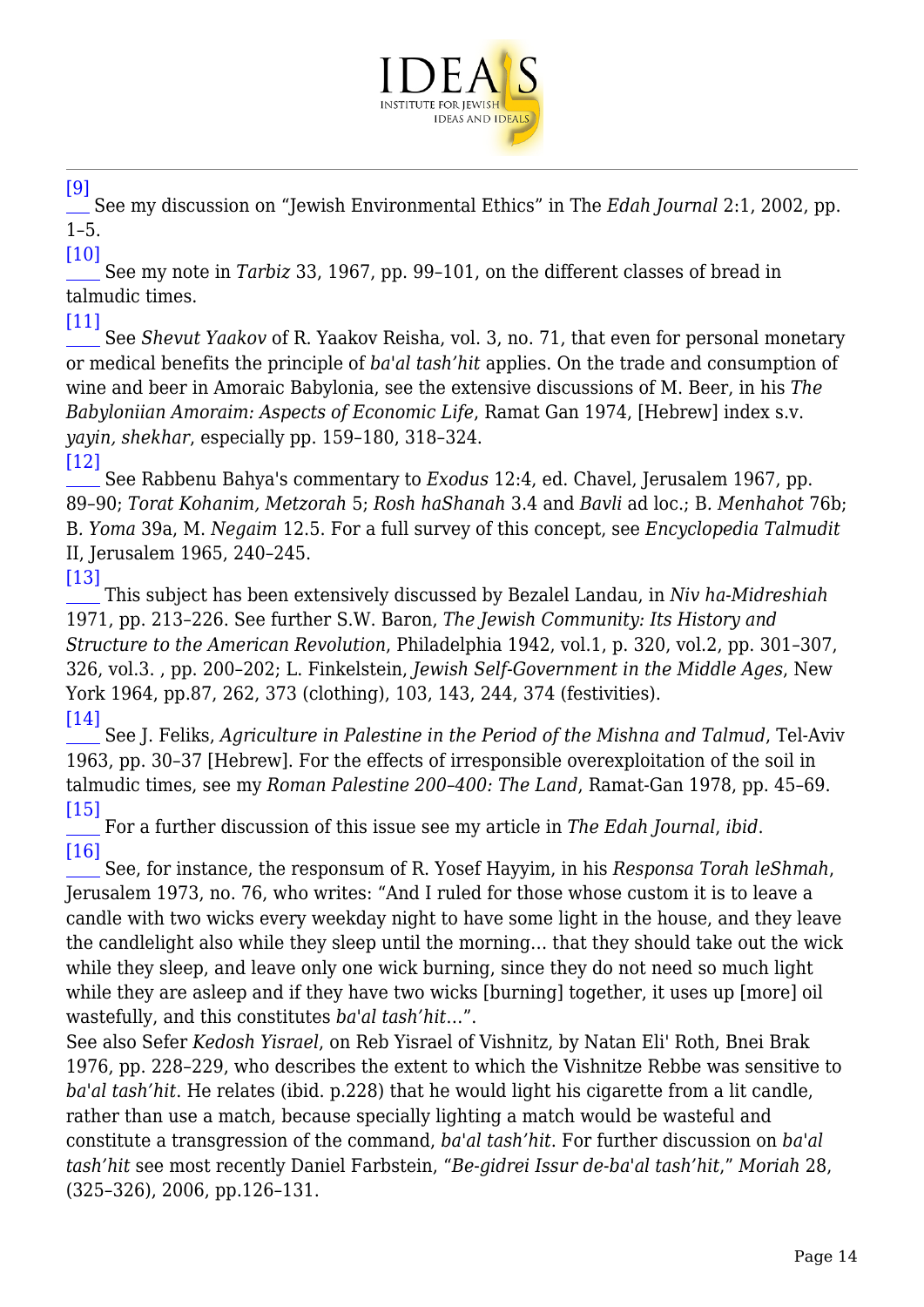[9] See my discussion on "Jewish Environmental Ethics" in The *Edah Journal* 2:1, 2002, pp. 1–5.

[10] See my note in *Tarbiz* 33, 1967, pp. 99–101, on the different classes of bread in talmudic times.

[11] See *Shevut Yaakov* of R. Yaakov Reisha, vol. 3, no. 71, that even for personal monetary or medical benefits the principle of *ba'al tash'hit* applies. On the trade and consumption of wine and beer in Amoraic Babylonia, see the extensive discussions of M. Beer, in his *The Babyloniian Amoraim: Aspects of Economic Life*, Ramat Gan 1974, [Hebrew] index s.v. *yayin, shekhar*, especially pp. 159–180, 318–324.

[12] See Rabbenu Bahya's commentary to *Exodus* 12:4, ed. Chavel, Jerusalem 1967, pp. 89–90; *Torat Kohanim, Metzorah* 5; *Rosh haShanah* 3.4 and *Bavli* ad loc.; B. *Menhahot* 76b; B. *Yoma* 39a, M. *Negaim* 12.5. For a full survey of this concept, see *Encyclopedia Talmudit* II, Jerusalem 1965, 240–245.

[13] This subject has been extensively discussed by Bezalel Landau, in *Niv ha-Midreshiah* 1971, pp. 213–226. See further S.W. Baron, *The Jewish Community: Its History and Structure to the American Revolution*, Philadelphia 1942, vol.1, p. 320, vol.2, pp. 301–307, 326, vol.3. , pp. 200–202; L. Finkelstein, *Jewish Self-Government in the Middle Ages*, New York 1964, pp.87, 262, 373 (clothing), 103, 143, 244, 374 (festivities).

[14] See J. Feliks, *Agriculture in Palestine in the Period of the Mishna and Talmud*, Tel-Aviv 1963, pp. 30–37 [Hebrew]. For the effects of irresponsible overexploitation of the soil in talmudic times, see my *Roman Palestine 200–400: The Land*, Ramat-Gan 1978, pp. 45–69.

[15] For a further discussion of this issue see my article in *The Edah Journal*, *ibid*.

[16] See, for instance, the responsum of R. Yosef Hayyim, in his *Responsa Torah leShmah*, Jerusalem 1973, no. 76, who writes: "And I ruled for those whose custom it is to leave a candle with two wicks every weekday night to have some light in the house, and they leave the candlelight also while they sleep until the morning… that they should take out the wick while they sleep, and leave only one wick burning, since they do not need so much light while they are asleep and if they have two wicks [burning] together, it uses up [more] oil wastefully, and this constitutes *ba'al tash'hit*…".

See also Sefer *Kedosh Yisrael*, on Reb Yisrael of Vishnitz, by Natan Eli' Roth, Bnei Brak 1976, pp. 228–229, who describes the extent to which the Vishnitze Rebbe was sensitive to *ba'al tash'hit*. He relates (ibid. p.228) that he would light his cigarette from a lit candle, rather than use a match, because specially lighting a match would be wasteful and constitute a transgression of the command, *ba'al tash'hit*. For further discussion on *ba'al tash'hit* see most recently Daniel Farbstein, "*Be-gidrei Issur de-ba'al tash'hit*," *Moriah* 28, (325–326), 2006, pp.126–131.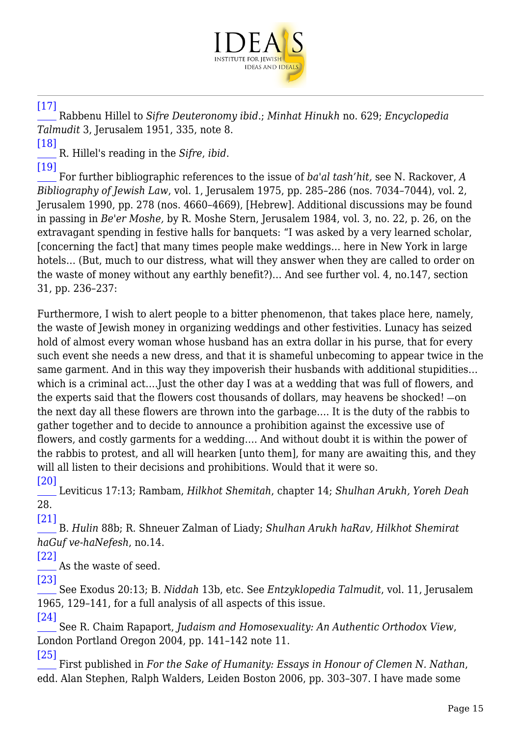[17] Rabbenu Hillel to *Sifre Deuteronomy ibid*.; *Minhat Hinukh* no. 629; *Encyclopedia Talmudit* 3, Jerusalem 1951, 335, note 8.

[18] R. Hillel's reading in the *Sifre*, *ibid*.

[19] For further bibliographic references to the issue of *ba'al tash'hit,* see N. Rackover, *A Bibliography of Jewish Law*, vol. 1, Jerusalem 1975, pp. 285–286 (nos. 7034–7044), vol. 2, Jerusalem 1990, pp. 278 (nos. 4660–4669), [Hebrew]. Additional discussions may be found in passing in *Be'er Moshe,* by R. Moshe Stern, Jerusalem 1984, vol. 3, no. 22, p. 26, on the extravagant spending in festive halls for banquets: "I was asked by a very learned scholar, [concerning the fact] that many times people make weddings… here in New York in large hotels… (But, much to our distress, what will they answer when they are called to order on the waste of money without any earthly benefit?)… And see further vol. 4, no.147, section 31, pp. 236–237:

Furthermore, I wish to alert people to a bitter phenomenon, that takes place here, namely, the waste of Jewish money in organizing weddings and other festivities. Lunacy has seized hold of almost every woman whose husband has an extra dollar in his purse, that for every such event she needs a new dress, and that it is shameful unbecoming to appear twice in the same garment. And in this way they impoverish their husbands with additional stupidities… which is a criminal act….Just the other day I was at a wedding that was full of flowers, and the experts said that the flowers cost thousands of dollars, may heavens be shocked! —on the next day all these flowers are thrown into the garbage…. It is the duty of the rabbis to gather together and to decide to announce a prohibition against the excessive use of flowers, and costly garments for a wedding…. And without doubt it is within the power of the rabbis to protest, and all will hearken [unto them], for many are awaiting this, and they will all listen to their decisions and prohibitions. Would that it were so.

[20] Leviticus 17:13; Rambam, *Hilkhot Shemitah*, chapter 14; *Shulhan Arukh, Yoreh Deah* 28.

[21] B. *Hulin* 88b; R. Shneuer Zalman of Liady; *Shulhan Arukh haRav, Hilkhot Shemirat haGuf ve-haNefesh*, no.14.

[22] As the waste of seed.

[23] See Exodus 20:13; B. *Niddah* 13b, etc. See *Entzyklopedia Talmudit*, vol. 11, Jerusalem 1965, 129–141, for a full analysis of all aspects of this issue.

[24] See R. Chaim Rapaport, *Judaism and Homosexuality: An Authentic Orthodox View*, London Portland Oregon 2004, pp. 141–142 note 11.

[25] First published in *For the Sake of Humanity: Essays in Honour of Clemen N. Nathan*, edd. Alan Stephen, Ralph Walders, Leiden Boston 2006, pp. 303–307. I have made some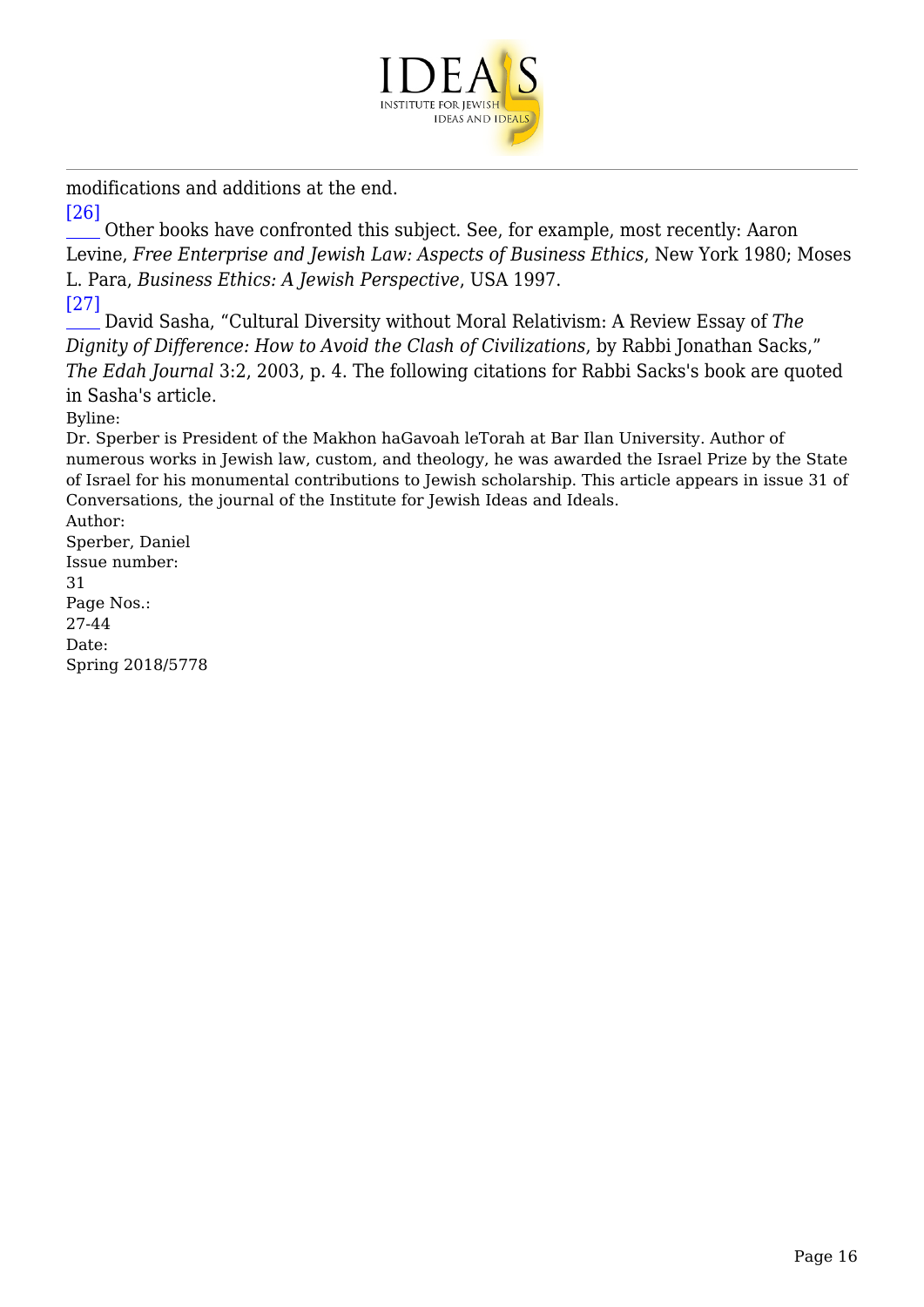modifications and additions at the end.

[26] Other books have confronted this subject. See, for example, most recently: Aaron Levine, *Free Enterprise and Jewish Law: Aspects of Business Ethics*, New York 1980; Moses L. Para, *Business Ethics: A Jewish Perspective*, USA 1997.

[27] David Sasha, “Cultural Diversity without Moral Relativism: A Review Essay of *The Dignity of Difference: How to Avoid the Clash of Civilizations*, by Rabbi Jonathan Sacks,” *The Edah Journal* 3:2, 2003, p. 4. The following citations for Rabbi Sacks's book are quoted in Sasha's article.

Byline:
Dr. Sperber is President of the Makhon haGavoah leTorah at Bar Ilan University. Author of numerous works in Jewish law, custom, and theology, he was awarded the Israel Prize by the State of Israel for his monumental contributions to Jewish scholarship. This article appears in issue 31 of Conversations, the journal of the Institute for Jewish Ideas and Ideals.

Author:
Sperber, Daniel

Issue number:
31

Page Nos.:
27-44

Date:
Spring 2018/5778